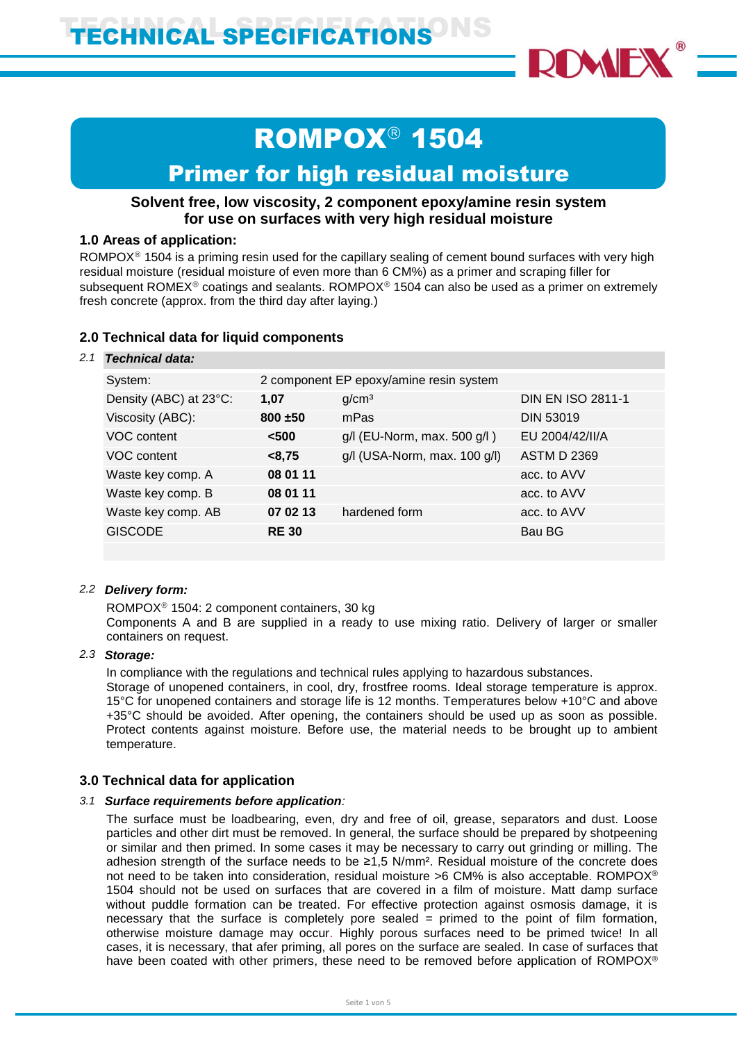# ROMPOX® 1504

## Primer for high residual moisture

**Solvent free, low viscosity, 2 component epoxy/amine resin system for use on surfaces with very high residual moisture**

### 1.0 Areas of application:

ROMPOX® 1504 is a priming resin used for the capillary sealing of cement bound surfaces with very high residual moisture (residual moisture of even more than 6 CM%) as a primer and scraping filler for subsequent ROMEX® coatings and sealants. ROMPOX® 1504 can also be used as a primer on extremely fresh concrete (approx. from the third day after laying.)

### 2.0 Technical data for liquid components

2.1 ***Technical data:***

| | | | |
|---|---|---|---|
| System: | 2 component EP epoxy/amine resin system | | |
| Density (ABC) at 23°C: | **1,07** | g/cm³ | DIN EN ISO 2811-1 |
| Viscosity (ABC): | **800 ±50** | mPas | DIN 53019 |
| VOC content | **<500** | g/l (EU-Norm, max. 500 g/l ) | EU 2004/42/II/A |
| VOC content | **<8,75** | g/l (USA-Norm, max. 100 g/l) | ASTM D 2369 |
| Waste key comp. A | **08 01 11** | | acc. to AVV |
| Waste key comp. B | **08 01 11** | | acc. to AVV |
| Waste key comp. AB | **07 02 13** | hardened form | acc. to AVV |
| GISCODE | **RE 30** | | Bau BG |

2.2 ***Delivery form:***

ROMPOX® 1504: 2 component containers, 30 kg
Components A and B are supplied in a ready to use mixing ratio. Delivery of larger or smaller containers on request.

2.3 ***Storage:***

In compliance with the regulations and technical rules applying to hazardous substances.
Storage of unopened containers, in cool, dry, frostfree rooms. Ideal storage temperature is approx. 15°C for unopened containers and storage life is 12 months. Temperatures below +10°C and above +35°C should be avoided. After opening, the containers should be used up as soon as possible. Protect contents against moisture. Before use, the material needs to be brought up to ambient temperature.

### 3.0 Technical data for application

3.1 ***Surface requirements before application:***

The surface must be loadbearing, even, dry and free of oil, grease, separators and dust. Loose particles and other dirt must be removed. In general, the surface should be prepared by shotpeening or similar and then primed. In some cases it may be necessary to carry out grinding or milling. The adhesion strength of the surface needs to be ≥1,5 N/mm². Residual moisture of the concrete does not need to be taken into consideration, residual moisture >6 CM% is also acceptable. ROMPOX® 1504 should not be used on surfaces that are covered in a film of moisture. Matt damp surface without puddle formation can be treated. For effective protection against osmosis damage, it is necessary that the surface is completely pore sealed = primed to the point of film formation, otherwise moisture damage may occur. Highly porous surfaces need to be primed twice! In all cases, it is necessary, that afer priming, all pores on the surface are sealed. In case of surfaces that have been coated with other primers, these need to be removed before application of ROMPOX®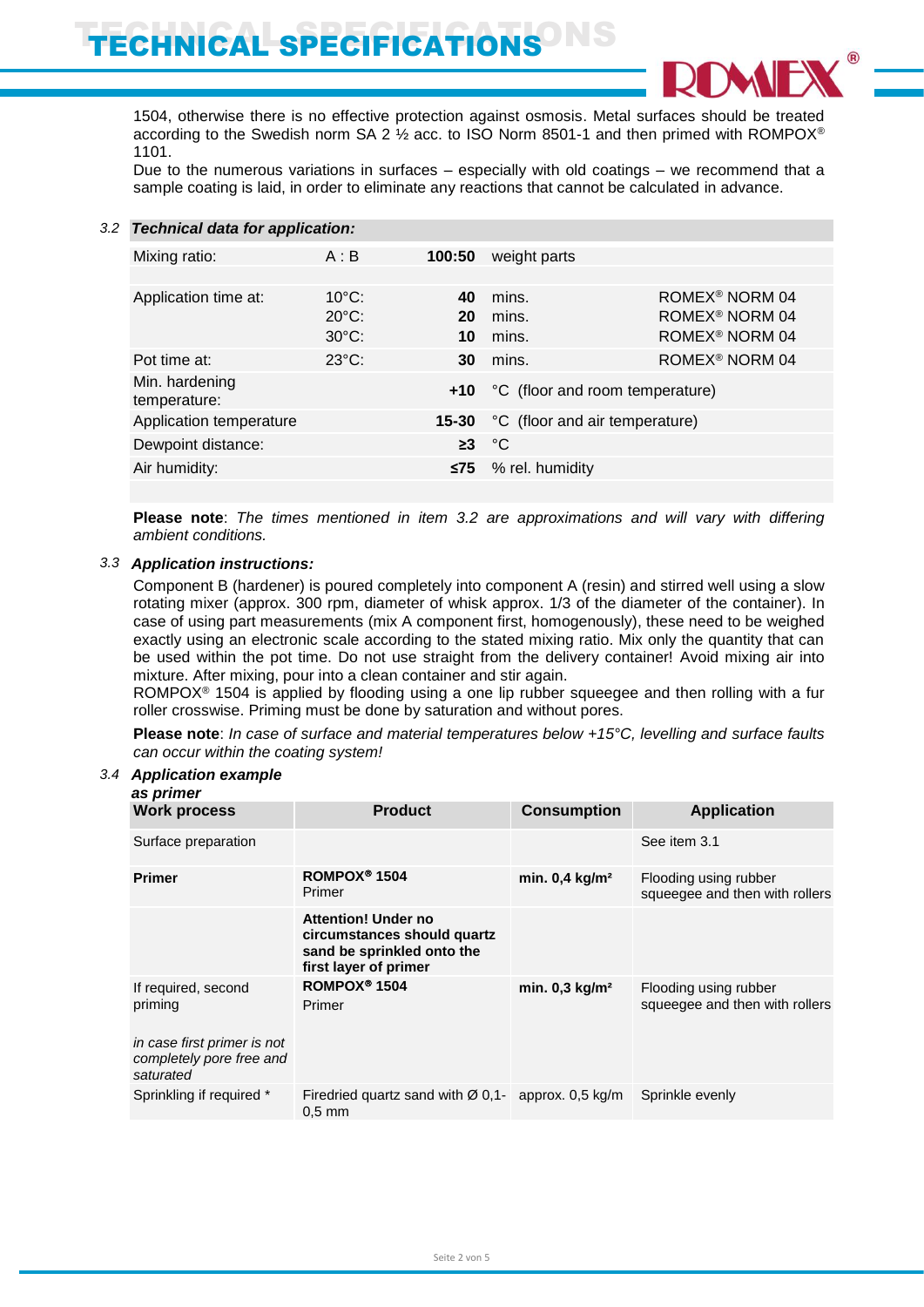1504, otherwise there is no effective protection against osmosis. Metal surfaces should be treated according to the Swedish norm SA 2 ½ acc. to ISO Norm 8501-1 and then primed with ROMPOX® 1101.
Due to the numerous variations in surfaces – especially with old coatings – we recommend that a sample coating is laid, in order to eliminate any reactions that cannot be calculated in advance.

### 3.2 *Technical data for application:*

| | | | | |
|---|---|---|---|---|
| Mixing ratio: | A : B | **100:50** | weight parts | |
| Application time at: | 10°C: | **40** | mins. | ROMEX® NORM 04 |
| | 20°C: | **20** | mins. | ROMEX® NORM 04 |
| | 30°C: | **10** | mins. | ROMEX® NORM 04 |
| Pot time at: | 23°C: | **30** | mins. | ROMEX® NORM 04 |
| Min. hardening temperature: | | **+10** | °C (floor and room temperature) | |
| Application temperature | | **15-30** | °C (floor and air temperature) | |
| Dewpoint distance: | | **≥3** | °C | |
| Air humidity: | | **≤75** | % rel. humidity | |

**Please note**: *The times mentioned in item 3.2 are approximations and will vary with differing ambient conditions.*

### 3.3 *Application instructions:*

Component B (hardener) is poured completely into component A (resin) and stirred well using a slow rotating mixer (approx. 300 rpm, diameter of whisk approx. 1/3 of the diameter of the container). In case of using part measurements (mix A component first, homogenously), these need to be weighed exactly using an electronic scale according to the stated mixing ratio. Mix only the quantity that can be used within the pot time. Do not use straight from the delivery container! Avoid mixing air into mixture. After mixing, pour into a clean container and stir again.
ROMPOX® 1504 is applied by flooding using a one lip rubber squeegee and then rolling with a fur roller crosswise. Priming must be done by saturation and without pores.

**Please note**: *In case of surface and material temperatures below +15°C, levelling and surface faults can occur within the coating system!*

### 3.4 *Application example as primer*

| Work process | Product | Consumption | Application |
|---|---|---|---|
| Surface preparation | | | See item 3.1 |
| **Primer** | **ROMPOX® 1504** Primer | **min. 0,4 kg/m²** | Flooding using rubber squeegee and then with rollers |
| | **Attention! Under no circumstances should quartz sand be sprinkled onto the first layer of primer** | | |
| If required, second priming *in case first primer is not completely pore free and saturated* | **ROMPOX® 1504** Primer | **min. 0,3 kg/m²** | Flooding using rubber squeegee and then with rollers |
| Sprinkling if required * | Firedried quartz sand with Ø 0,1-0,5 mm | approx. 0,5 kg/m | Sprinkle evenly |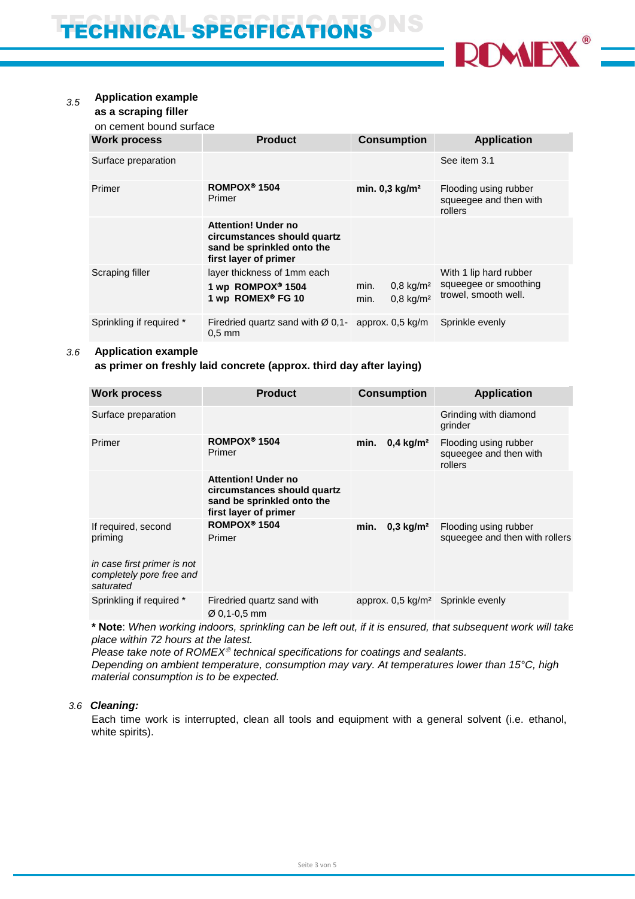# TECHNICAL SPECIFICATIONS

*3.5* **Application example as a scraping filler**

on cement bound surface

| Work process | Product | Consumption | Application |
|---|---|---|---|
| Surface preparation | | | See item 3.1 |
| Primer | **ROMPOX® 1504** Primer | **min. 0,3 kg/m²** | Flooding using rubber squeegee and then with rollers |
| | **Attention! Under no circumstances should quartz sand be sprinkled onto the first layer of primer** | | |
| Scraping filler | layer thickness of 1mm each<br>**1 wp ROMPOX® 1504**<br>**1 wp ROMEX® FG 10** | min. 0,8 kg/m²<br>min. 0,8 kg/m² | With 1 lip hard rubber squeegee or smoothing trowel, smooth well. |
| Sprinkling if required * | Firedried quartz sand with Ø 0,1-0,5 mm | approx. 0,5 kg/m | Sprinkle evenly |

*3.6* **Application example as primer on freshly laid concrete (approx. third day after laying)**

| Work process | Product | Consumption | Application |
|---|---|---|---|
| Surface preparation | | | Grinding with diamond grinder |
| Primer | **ROMPOX® 1504** Primer | **min. 0,4 kg/m²** | Flooding using rubber squeegee and then with rollers |
| | **Attention! Under no circumstances should quartz sand be sprinkled onto the first layer of primer** | | |
| If required, second priming<br>*in case first primer is not completely pore free and saturated* | **ROMPOX® 1504** Primer | **min. 0,3 kg/m²** | Flooding using rubber squeegee and then with rollers |
| Sprinkling if required * | Firedried quartz sand with Ø 0,1-0,5 mm | approx. 0,5 kg/m² | Sprinkle evenly |

**\* Note**: *When working indoors, sprinkling can be left out, if it is ensured, that subsequent work will take place within 72 hours at the latest.*
*Please take note of ROMEX® technical specifications for coatings and sealants.*
*Depending on ambient temperature, consumption may vary. At temperatures lower than 15°C, high material consumption is to be expected.*

*3.6* ***Cleaning:***

Each time work is interrupted, clean all tools and equipment with a general solvent (i.e. ethanol, white spirits).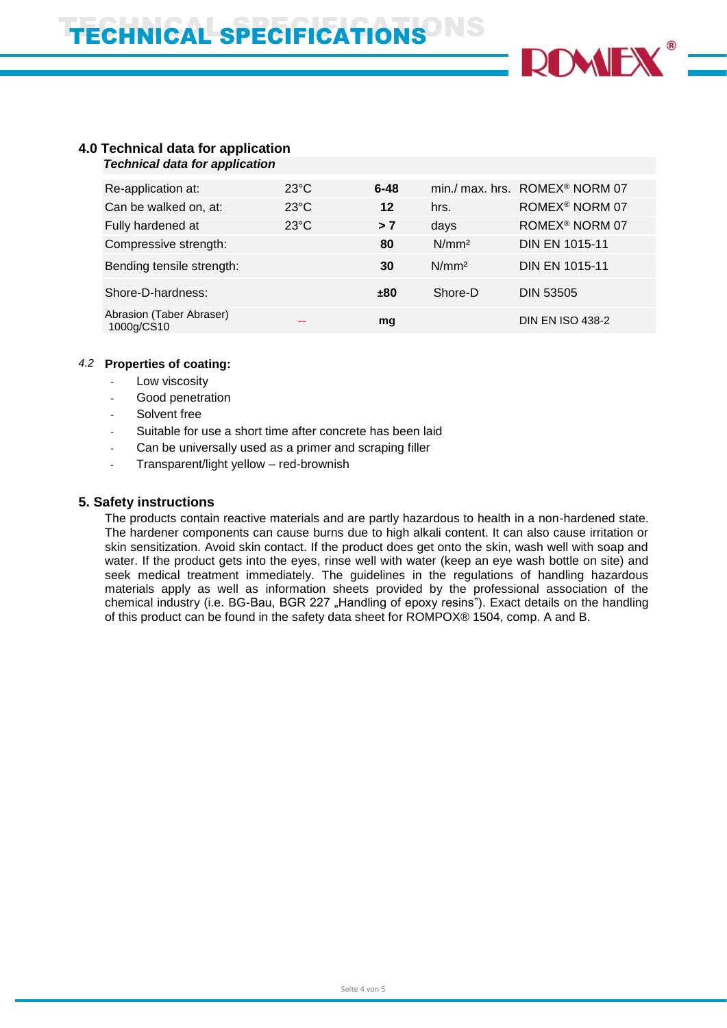## 4.0 Technical data for application

| *Technical data for application* | | | | |
|---|---|---|---|---|
| Re-application at: | 23°C | **6-48** | min./ max. hrs. | ROMEX® NORM 07 |
| Can be walked on, at: | 23°C | **12** | hrs. | ROMEX® NORM 07 |
| Fully hardened at | 23°C | **> 7** | days | ROMEX® NORM 07 |
| Compressive strength: | | **80** | N/mm² | DIN EN 1015-11 |
| Bending tensile strength: | | **30** | N/mm² | DIN EN 1015-11 |
| Shore-D-hardness: | | **±80** | Shore-D | DIN 53505 |
| Abrasion (Taber Abraser) 1000g/CS10 | -- | **mg** | | DIN EN ISO 438-2 |

### *4.2* Properties of coating:

- Low viscosity
- Good penetration
- Solvent free
- Suitable for use a short time after concrete has been laid
- Can be universally used as a primer and scraping filler
- Transparent/light yellow – red-brownish

## 5. Safety instructions

The products contain reactive materials and are partly hazardous to health in a non-hardened state. The hardener components can cause burns due to high alkali content. It can also cause irritation or skin sensitization. Avoid skin contact. If the product does get onto the skin, wash well with soap and water. If the product gets into the eyes, rinse well with water (keep an eye wash bottle on site) and seek medical treatment immediately. The guidelines in the regulations of handling hazardous materials apply as well as information sheets provided by the professional association of the chemical industry (i.e. BG-Bau, BGR 227 „Handling of epoxy resins"). Exact details on the handling of this product can be found in the safety data sheet for ROMPOX® 1504, comp. A and B.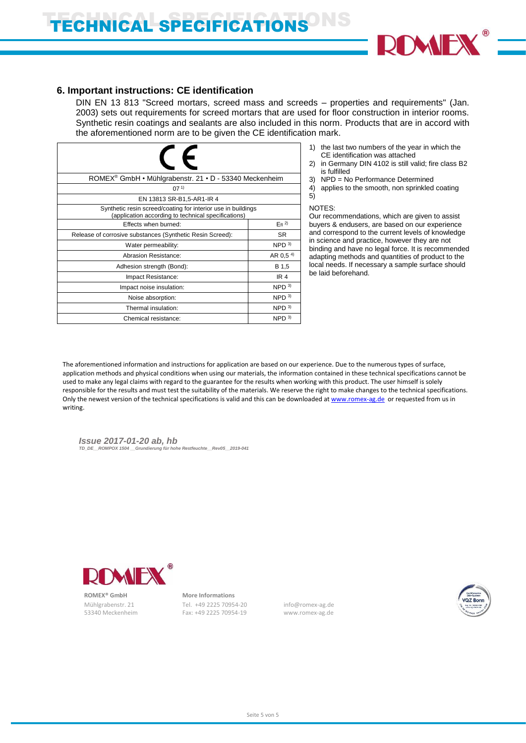## 6. Important instructions: CE identification

DIN EN 13 813 "Screed mortars, screed mass and screeds – properties and requirements" (Jan. 2003) sets out requirements for screed mortars that are used for floor construction in interior rooms. Synthetic resin coatings and sealants are also included in this norm. Products that are in accord with the aforementioned norm are to be given the CE identification mark.

| CE | |
|---|---|
| ROMEX® GmbH • Mühlgrabenstr. 21 • D - 53340 Meckenheim | |
| 07 [1] | |
| EN 13813 SR-B1,5-AR1-IR 4 | |
| Synthetic resin screed/coating for interior use in buildings (application according to technical specifications) | |
| Effects when burned: | $E_{fl}$ [2] |
| Release of corrosive substances (Synthetic Resin Screed): | SR |
| Water permeability: | NPD [3] |
| Abrasion Resistance: | AR 0,5 [4] |
| Adhesion strength (Bond): | B 1,5 |
| Impact Resistance: | IR 4 |
| Impact noise insulation: | NPD [3] |
| Noise absorption: | NPD [3] |
| Thermal insulation: | NPD [3] |
| Chemical resistance: | NPD [3] |

1) the last two numbers of the year in which the CE identification was attached
2) in Germany DIN 4102 is still valid; fire class B2 is fulfilled
3) NPD = No Performance Determined
4) applies to the smooth, non sprinkled coating
5)

NOTES:
Our recommendations, which are given to assist buyers & endusers, are based on our experience and correspond to the current levels of knowledge in science and practice, however they are not binding and have no legal force. It is recommended adapting methods and quantities of product to the local needs. If necessary a sample surface should be laid beforehand.

The aforementioned information and instructions for application are based on our experience. Due to the numerous types of surface, application methods and physical conditions when using our materials, the information contained in these technical specifications cannot be used to make any legal claims with regard to the guarantee for the results when working with this product. The user himself is solely responsible for the results and must test the suitability of the materials. We reserve the right to make changes to the technical specifications. Only the newest version of the technical specifications is valid and this can be downloaded at www.romex-ag.de or requested from us in writing.

***Issue 2017-01-20 ab, hb***
*TD_DE__ROMPOX 1504 __Grundierung für hohe Restfeuchte__Rev05__2019-041*

**ROMEX® GmbH**
Mühlgrabenstr. 21
53340 Meckenheim

**More Informations**
Tel. +49 2225 70954-20
Fax: +49 2225 70954-19

info@romex-ag.de
www.romex-ag.de